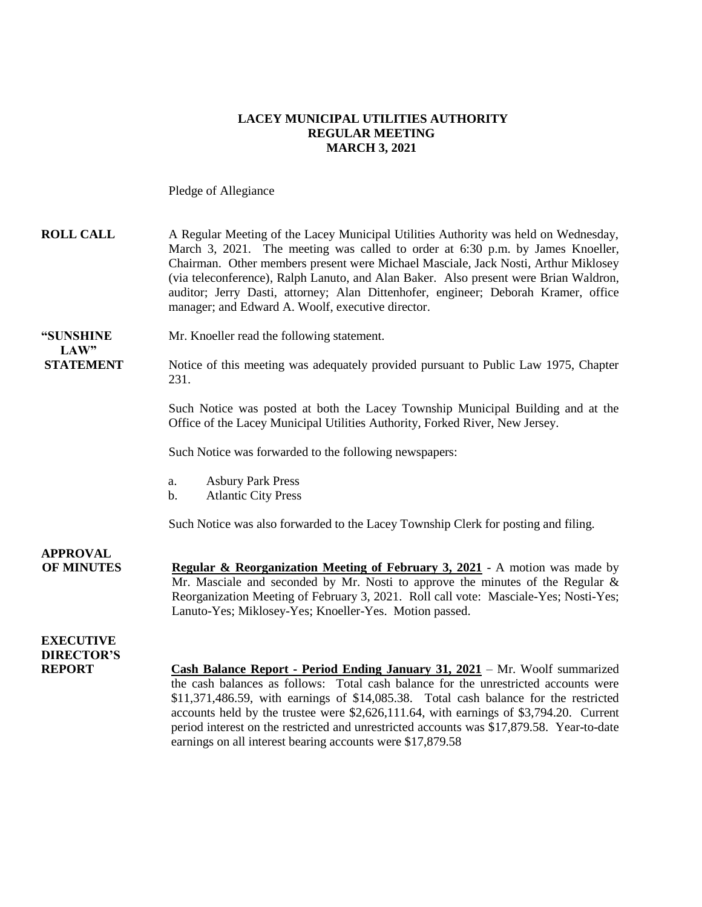**LACEY MUNICIPAL UTILITIES AUTHORITY**
**REGULAR MEETING**
**MARCH 3, 2021**

Pledge of Allegiance

**ROLL CALL** A Regular Meeting of the Lacey Municipal Utilities Authority was held on Wednesday, March 3, 2021. The meeting was called to order at 6:30 p.m. by James Knoeller, Chairman. Other members present were Michael Masciale, Jack Nosti, Arthur Miklosey (via teleconference), Ralph Lanuto, and Alan Baker. Also present were Brian Waldron, auditor; Jerry Dasti, attorney; Alan Dittenhofer, engineer; Deborah Kramer, office manager; and Edward A. Woolf, executive director.

**"SUNSHINE LAW" STATEMENT** Mr. Knoeller read the following statement.

Notice of this meeting was adequately provided pursuant to Public Law 1975, Chapter 231.

Such Notice was posted at both the Lacey Township Municipal Building and at the Office of the Lacey Municipal Utilities Authority, Forked River, New Jersey.

Such Notice was forwarded to the following newspapers:

a. Asbury Park Press
b. Atlantic City Press

Such Notice was also forwarded to the Lacey Township Clerk for posting and filing.

**APPROVAL OF MINUTES** **Regular & Reorganization Meeting of February 3, 2021** - A motion was made by Mr. Masciale and seconded by Mr. Nosti to approve the minutes of the Regular & Reorganization Meeting of February 3, 2021. Roll call vote: Masciale-Yes; Nosti-Yes; Lanuto-Yes; Miklosey-Yes; Knoeller-Yes. Motion passed.

**EXECUTIVE DIRECTOR'S REPORT** **Cash Balance Report - Period Ending January 31, 2021** – Mr. Woolf summarized the cash balances as follows: Total cash balance for the unrestricted accounts were $11,371,486.59, with earnings of $14,085.38. Total cash balance for the restricted accounts held by the trustee were $2,626,111.64, with earnings of $3,794.20. Current period interest on the restricted and unrestricted accounts was $17,879.58. Year-to-date earnings on all interest bearing accounts were $17,879.58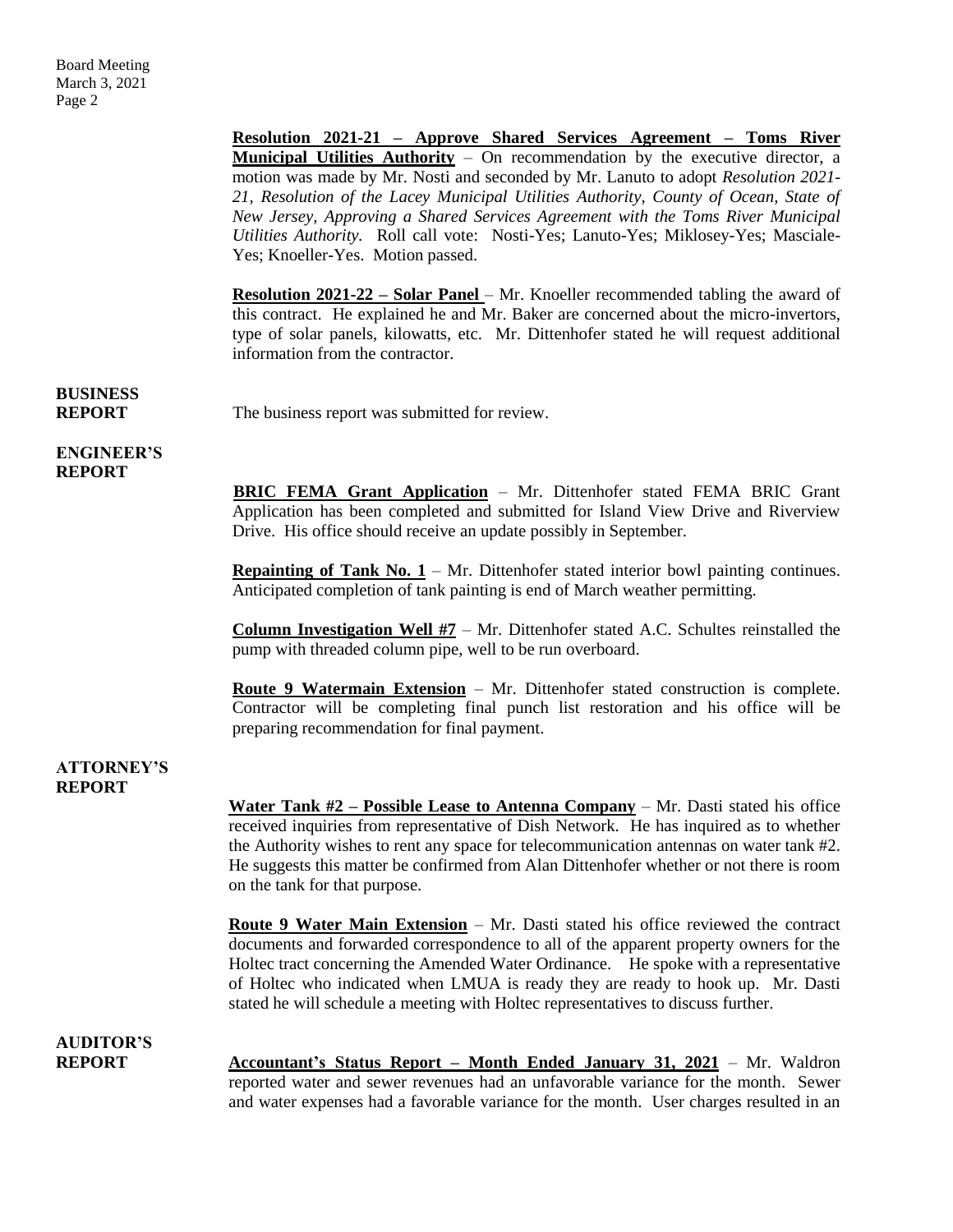**Resolution 2021-21 – Approve Shared Services Agreement – Toms River Municipal Utilities Authority** – On recommendation by the executive director, a motion was made by Mr. Nosti and seconded by Mr. Lanuto to adopt *Resolution 2021-21, Resolution of the Lacey Municipal Utilities Authority, County of Ocean, State of New Jersey, Approving a Shared Services Agreement with the Toms River Municipal Utilities Authority.* Roll call vote: Nosti-Yes; Lanuto-Yes; Miklosey-Yes; Masciale-Yes; Knoeller-Yes. Motion passed.

**Resolution 2021-22 – Solar Panel** – Mr. Knoeller recommended tabling the award of this contract. He explained he and Mr. Baker are concerned about the micro-invertors, type of solar panels, kilowatts, etc. Mr. Dittenhofer stated he will request additional information from the contractor.

**BUSINESS REPORT**

The business report was submitted for review.

**ENGINEER'S REPORT**

**BRIC FEMA Grant Application** – Mr. Dittenhofer stated FEMA BRIC Grant Application has been completed and submitted for Island View Drive and Riverview Drive. His office should receive an update possibly in September.

**Repainting of Tank No. 1** – Mr. Dittenhofer stated interior bowl painting continues. Anticipated completion of tank painting is end of March weather permitting.

**Column Investigation Well #7** – Mr. Dittenhofer stated A.C. Schultes reinstalled the pump with threaded column pipe, well to be run overboard.

**Route 9 Watermain Extension** – Mr. Dittenhofer stated construction is complete. Contractor will be completing final punch list restoration and his office will be preparing recommendation for final payment.

**ATTORNEY'S REPORT**

**Water Tank #2 – Possible Lease to Antenna Company** – Mr. Dasti stated his office received inquiries from representative of Dish Network. He has inquired as to whether the Authority wishes to rent any space for telecommunication antennas on water tank #2. He suggests this matter be confirmed from Alan Dittenhofer whether or not there is room on the tank for that purpose.

**Route 9 Water Main Extension** – Mr. Dasti stated his office reviewed the contract documents and forwarded correspondence to all of the apparent property owners for the Holtec tract concerning the Amended Water Ordinance. He spoke with a representative of Holtec who indicated when LMUA is ready they are ready to hook up. Mr. Dasti stated he will schedule a meeting with Holtec representatives to discuss further.

**AUDITOR'S REPORT**

**Accountant's Status Report – Month Ended January 31, 2021** – Mr. Waldron reported water and sewer revenues had an unfavorable variance for the month. Sewer and water expenses had a favorable variance for the month. User charges resulted in an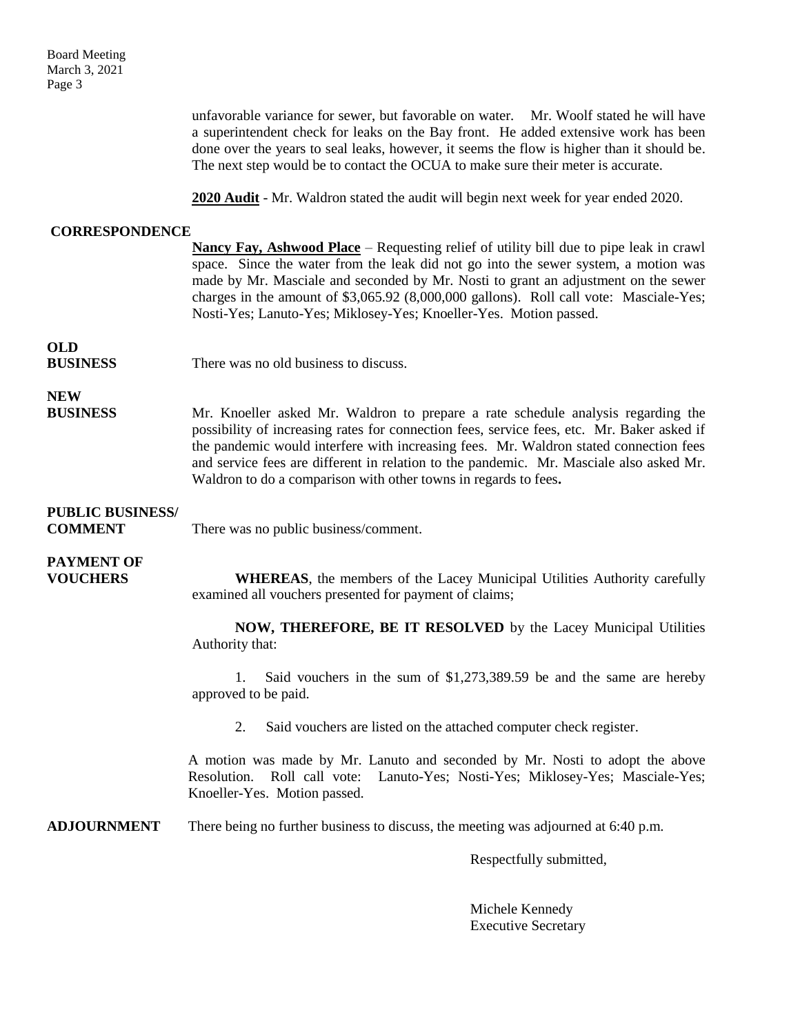unfavorable variance for sewer, but favorable on water. Mr. Woolf stated he will have a superintendent check for leaks on the Bay front. He added extensive work has been done over the years to seal leaks, however, it seems the flow is higher than it should be. The next step would be to contact the OCUA to make sure their meter is accurate.

**2020 Audit** - Mr. Waldron stated the audit will begin next week for year ended 2020.

**CORRESPONDENCE**

**Nancy Fay, Ashwood Place** – Requesting relief of utility bill due to pipe leak in crawl space. Since the water from the leak did not go into the sewer system, a motion was made by Mr. Masciale and seconded by Mr. Nosti to grant an adjustment on the sewer charges in the amount of $3,065.92 (8,000,000 gallons). Roll call vote: Masciale-Yes; Nosti-Yes; Lanuto-Yes; Miklosey-Yes; Knoeller-Yes. Motion passed.

**OLD BUSINESS**

There was no old business to discuss.

**NEW BUSINESS**

Mr. Knoeller asked Mr. Waldron to prepare a rate schedule analysis regarding the possibility of increasing rates for connection fees, service fees, etc. Mr. Baker asked if the pandemic would interfere with increasing fees. Mr. Waldron stated connection fees and service fees are different in relation to the pandemic. Mr. Masciale also asked Mr. Waldron to do a comparison with other towns in regards to fees**.**

**PUBLIC BUSINESS/ COMMENT**

There was no public business/comment.

**PAYMENT OF VOUCHERS**

**WHEREAS**, the members of the Lacey Municipal Utilities Authority carefully examined all vouchers presented for payment of claims;

**NOW, THEREFORE, BE IT RESOLVED** by the Lacey Municipal Utilities Authority that:

1. Said vouchers in the sum of $1,273,389.59 be and the same are hereby approved to be paid.

2. Said vouchers are listed on the attached computer check register.

A motion was made by Mr. Lanuto and seconded by Mr. Nosti to adopt the above Resolution. Roll call vote: Lanuto-Yes; Nosti-Yes; Miklosey-Yes; Masciale-Yes; Knoeller-Yes. Motion passed.

**ADJOURNMENT**

There being no further business to discuss, the meeting was adjourned at 6:40 p.m.

Respectfully submitted,

Michele Kennedy
Executive Secretary